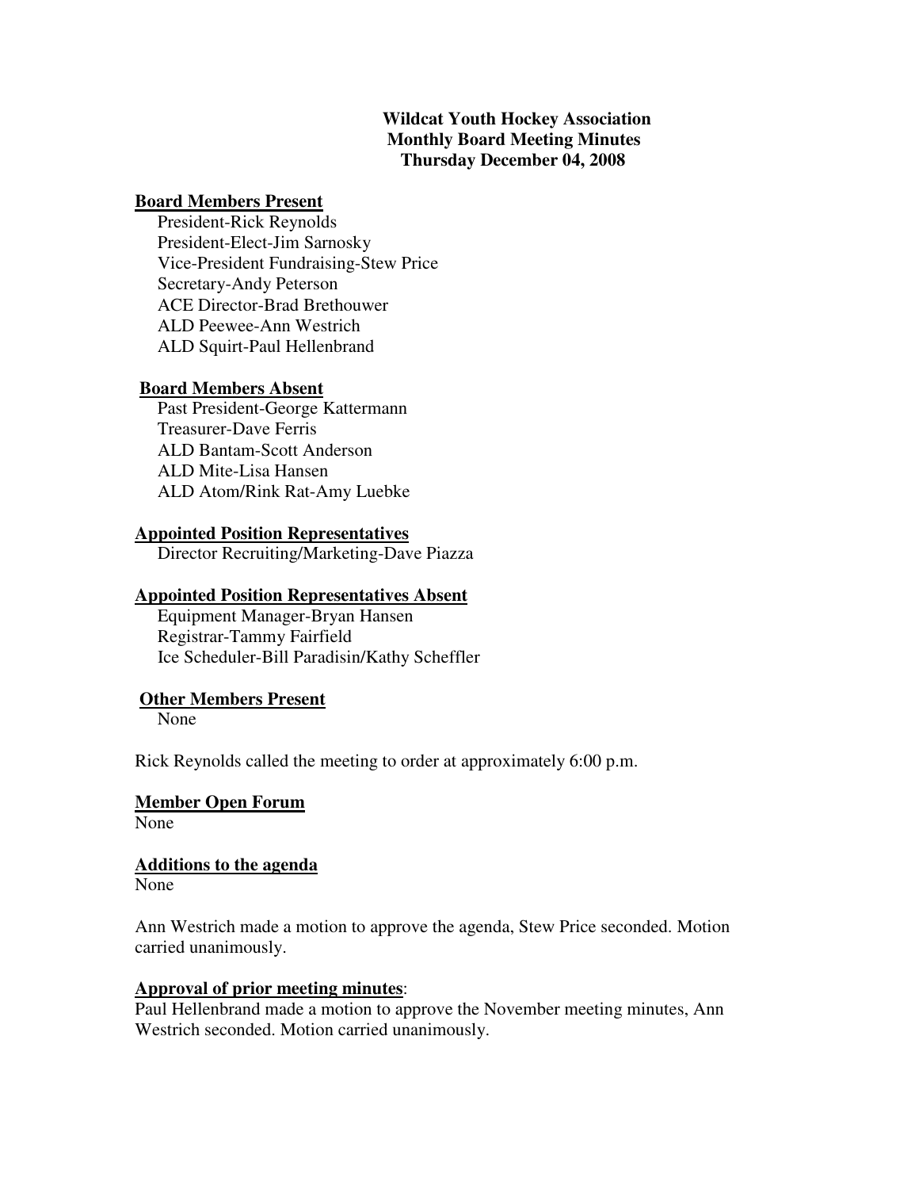**Wildcat Youth Hockey Association**
**Monthly Board Meeting Minutes**
**Thursday December 04, 2008**

**Board Members Present**

President-Rick Reynolds
President-Elect-Jim Sarnosky
Vice-President Fundraising-Stew Price
Secretary-Andy Peterson
ACE Director-Brad Brethouwer
ALD Peewee-Ann Westrich
ALD Squirt-Paul Hellenbrand

**Board Members Absent**

Past President-George Kattermann
Treasurer-Dave Ferris
ALD Bantam-Scott Anderson
ALD Mite-Lisa Hansen
ALD Atom/Rink Rat-Amy Luebke

**Appointed Position Representatives**

Director Recruiting/Marketing-Dave Piazza

**Appointed Position Representatives Absent**

Equipment Manager-Bryan Hansen
Registrar-Tammy Fairfield
Ice Scheduler-Bill Paradisin/Kathy Scheffler

**Other Members Present**

None

Rick Reynolds called the meeting to order at approximately 6:00 p.m.

**Member Open Forum**

None

**Additions to the agenda**

None

Ann Westrich made a motion to approve the agenda, Stew Price seconded. Motion carried unanimously.

**Approval of prior meeting minutes**:

Paul Hellenbrand made a motion to approve the November meeting minutes, Ann Westrich seconded. Motion carried unanimously.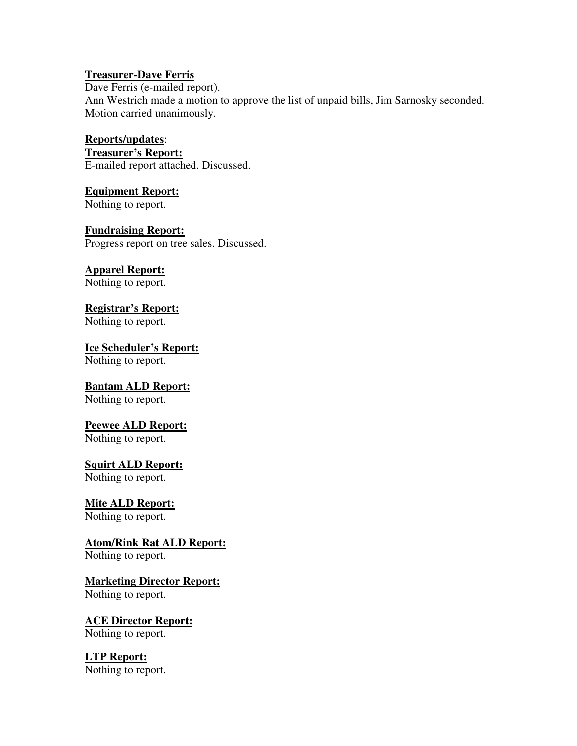**Treasurer-Dave Ferris**

Dave Ferris (e-mailed report).
Ann Westrich made a motion to approve the list of unpaid bills, Jim Sarnosky seconded.
Motion carried unanimously.

**Reports/updates**:

**Treasurer's Report:**
E-mailed report attached. Discussed.

**Equipment Report:**
Nothing to report.

**Fundraising Report:**
Progress report on tree sales. Discussed.

**Apparel Report:**
Nothing to report.

**Registrar's Report:**
Nothing to report.

**Ice Scheduler's Report:**
Nothing to report.

**Bantam ALD Report:**
Nothing to report.

**Peewee ALD Report:**
Nothing to report.

**Squirt ALD Report:**
Nothing to report.

**Mite ALD Report:**
Nothing to report.

**Atom/Rink Rat ALD Report:**
Nothing to report.

**Marketing Director Report:**
Nothing to report.

**ACE Director Report:**
Nothing to report.

**LTP Report:**
Nothing to report.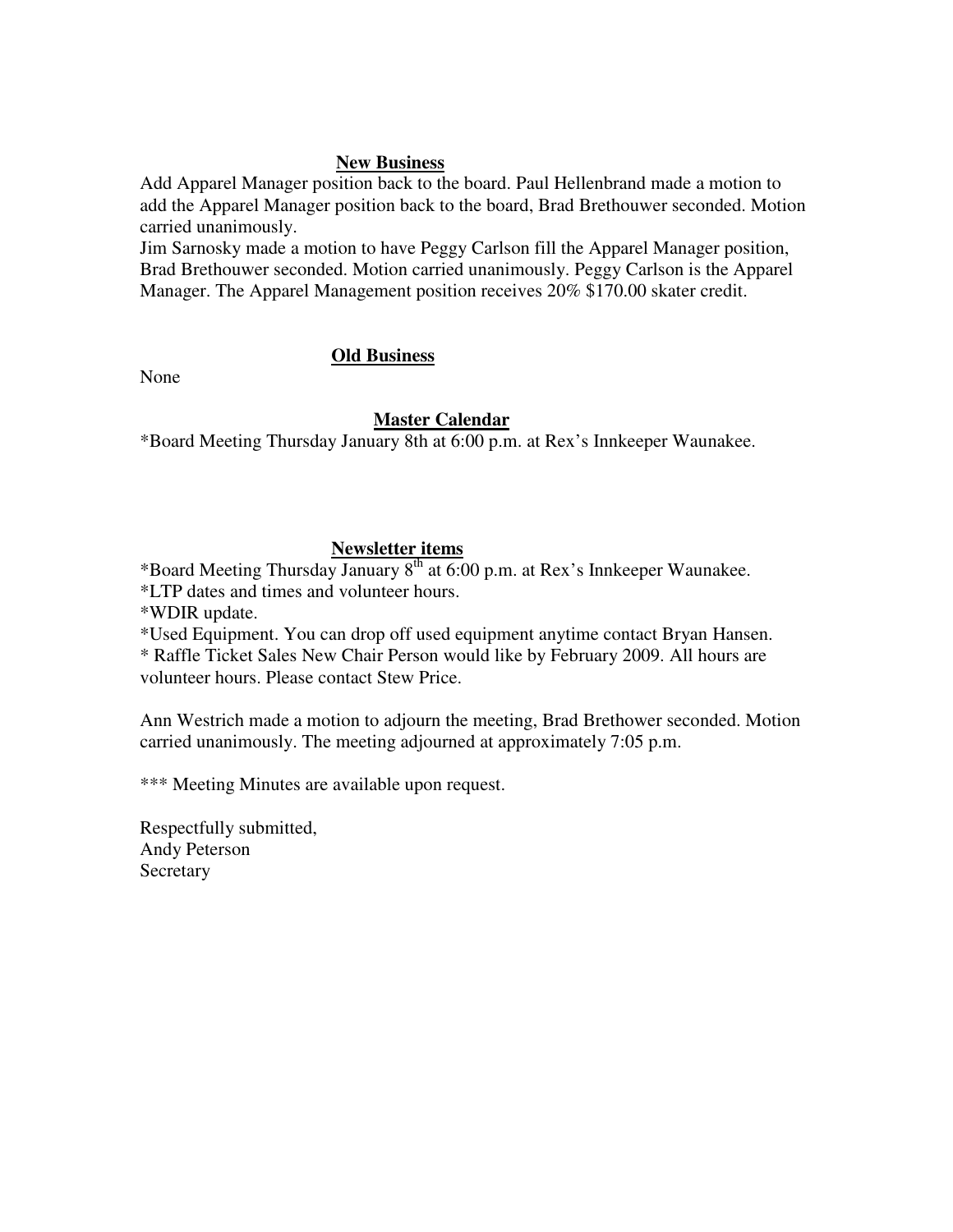## New Business

Add Apparel Manager position back to the board. Paul Hellenbrand made a motion to add the Apparel Manager position back to the board, Brad Brethouwer seconded. Motion carried unanimously.
Jim Sarnosky made a motion to have Peggy Carlson fill the Apparel Manager position, Brad Brethouwer seconded. Motion carried unanimously. Peggy Carlson is the Apparel Manager. The Apparel Management position receives 20% $170.00 skater credit.

## Old Business

None

## Master Calendar

*Board Meeting Thursday January 8th at 6:00 p.m. at Rex's Innkeeper Waunakee.

## Newsletter items

*Board Meeting Thursday January 8th at 6:00 p.m. at Rex's Innkeeper Waunakee.
*LTP dates and times and volunteer hours.
*WDIR update.
*Used Equipment. You can drop off used equipment anytime contact Bryan Hansen.
* Raffle Ticket Sales New Chair Person would like by February 2009. All hours are volunteer hours. Please contact Stew Price.

Ann Westrich made a motion to adjourn the meeting, Brad Brethower seconded. Motion carried unanimously. The meeting adjourned at approximately 7:05 p.m.

*** Meeting Minutes are available upon request.

Respectfully submitted,
Andy Peterson
Secretary